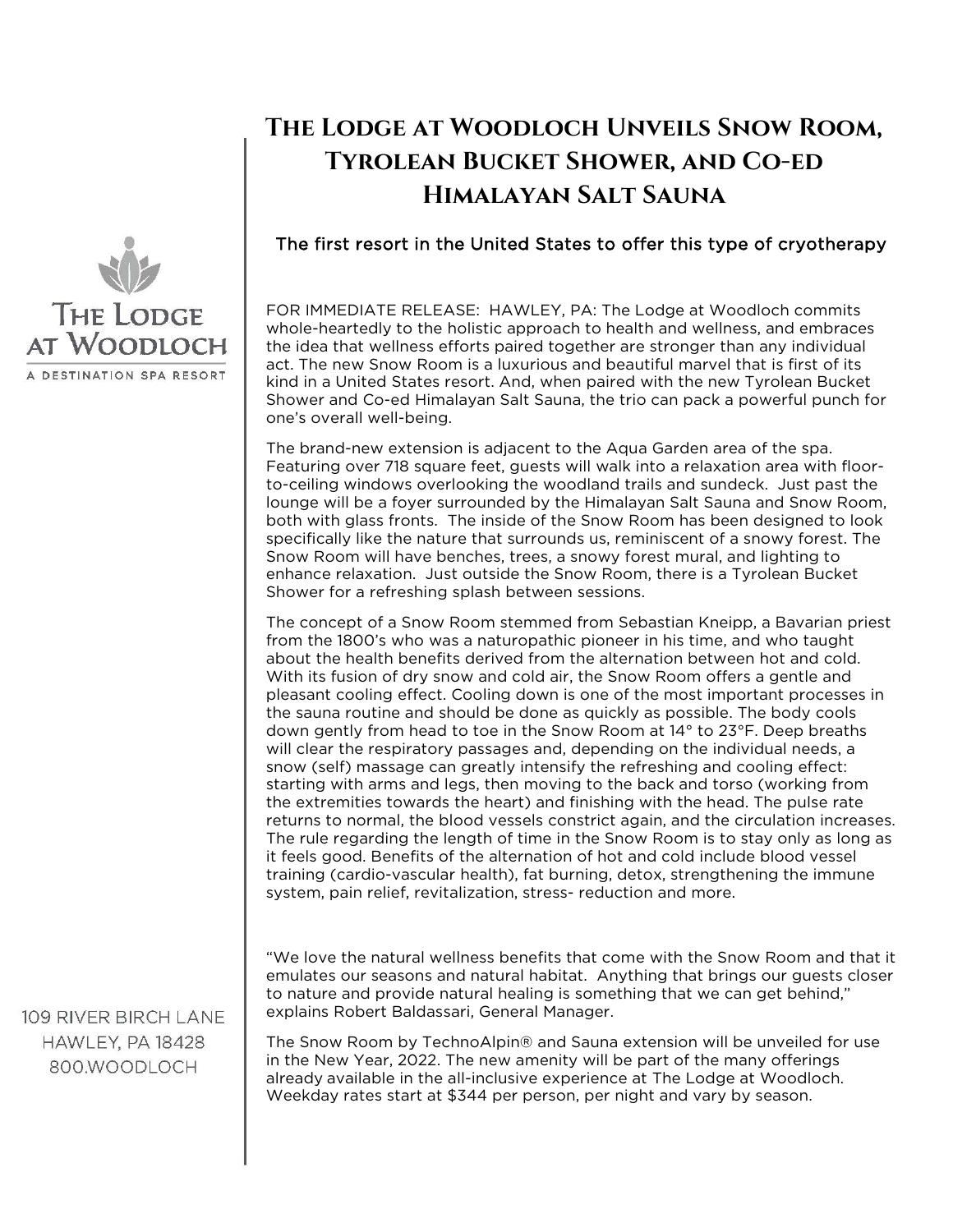THE LODGE AT WOODLOCH
A DESTINATION SPA RESORT

# The Lodge at Woodloch Unveils Snow Room, Tyrolean Bucket Shower, and Co-ed Himalayan Salt Sauna

## The first resort in the United States to offer this type of cryotherapy

FOR IMMEDIATE RELEASE: HAWLEY, PA: The Lodge at Woodloch commits whole-heartedly to the holistic approach to health and wellness, and embraces the idea that wellness efforts paired together are stronger than any individual act. The new Snow Room is a luxurious and beautiful marvel that is first of its kind in a United States resort. And, when paired with the new Tyrolean Bucket Shower and Co-ed Himalayan Salt Sauna, the trio can pack a powerful punch for one's overall well-being.

The brand-new extension is adjacent to the Aqua Garden area of the spa. Featuring over 718 square feet, guests will walk into a relaxation area with floor-to-ceiling windows overlooking the woodland trails and sundeck. Just past the lounge will be a foyer surrounded by the Himalayan Salt Sauna and Snow Room, both with glass fronts. The inside of the Snow Room has been designed to look specifically like the nature that surrounds us, reminiscent of a snowy forest. The Snow Room will have benches, trees, a snowy forest mural, and lighting to enhance relaxation. Just outside the Snow Room, there is a Tyrolean Bucket Shower for a refreshing splash between sessions.

The concept of a Snow Room stemmed from Sebastian Kneipp, a Bavarian priest from the 1800's who was a naturopathic pioneer in his time, and who taught about the health benefits derived from the alternation between hot and cold. With its fusion of dry snow and cold air, the Snow Room offers a gentle and pleasant cooling effect. Cooling down is one of the most important processes in the sauna routine and should be done as quickly as possible. The body cools down gently from head to toe in the Snow Room at 14° to 23°F. Deep breaths will clear the respiratory passages and, depending on the individual needs, a snow (self) massage can greatly intensify the refreshing and cooling effect: starting with arms and legs, then moving to the back and torso (working from the extremities towards the heart) and finishing with the head. The pulse rate returns to normal, the blood vessels constrict again, and the circulation increases. The rule regarding the length of time in the Snow Room is to stay only as long as it feels good. Benefits of the alternation of hot and cold include blood vessel training (cardio-vascular health), fat burning, detox, strengthening the immune system, pain relief, revitalization, stress- reduction and more.

"We love the natural wellness benefits that come with the Snow Room and that it emulates our seasons and natural habitat. Anything that brings our guests closer to nature and provide natural healing is something that we can get behind," explains Robert Baldassari, General Manager.

The Snow Room by TechnoAlpin® and Sauna extension will be unveiled for use in the New Year, 2022. The new amenity will be part of the many offerings already available in the all-inclusive experience at The Lodge at Woodloch. Weekday rates start at $344 per person, per night and vary by season.

109 RIVER BIRCH LANE
HAWLEY, PA 18428
800.WOODLOCH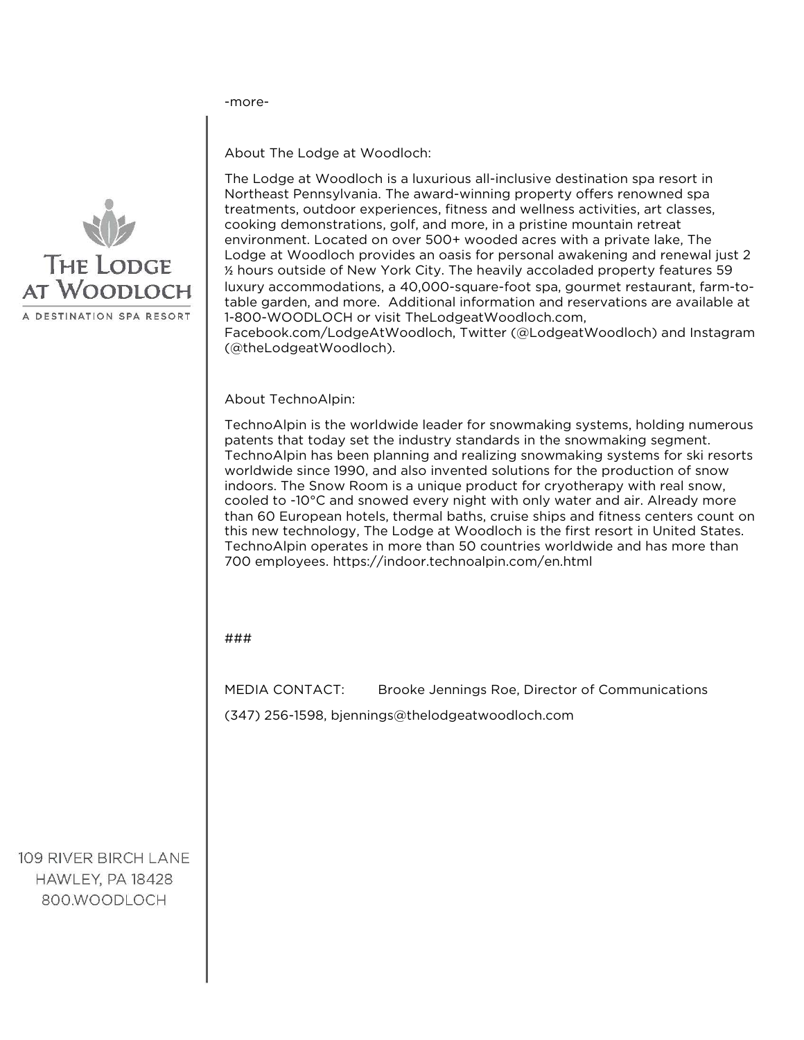-more-

About The Lodge at Woodloch:

The Lodge at Woodloch is a luxurious all-inclusive destination spa resort in Northeast Pennsylvania. The award-winning property offers renowned spa treatments, outdoor experiences, fitness and wellness activities, art classes, cooking demonstrations, golf, and more, in a pristine mountain retreat environment. Located on over 500+ wooded acres with a private lake, The Lodge at Woodloch provides an oasis for personal awakening and renewal just 2 ½ hours outside of New York City. The heavily accoladed property features 59 luxury accommodations, a 40,000-square-foot spa, gourmet restaurant, farm-to-table garden, and more. Additional information and reservations are available at 1-800-WOODLOCH or visit TheLodgeatWoodloch.com, Facebook.com/LodgeAtWoodloch, Twitter (@LodgeatWoodloch) and Instagram (@theLodgeatWoodloch).

About TechnoAlpin:

TechnoAlpin is the worldwide leader for snowmaking systems, holding numerous patents that today set the industry standards in the snowmaking segment. TechnoAlpin has been planning and realizing snowmaking systems for ski resorts worldwide since 1990, and also invented solutions for the production of snow indoors. The Snow Room is a unique product for cryotherapy with real snow, cooled to -10°C and snowed every night with only water and air. Already more than 60 European hotels, thermal baths, cruise ships and fitness centers count on this new technology, The Lodge at Woodloch is the first resort in United States. TechnoAlpin operates in more than 50 countries worldwide and has more than 700 employees. https://indoor.technoalpin.com/en.html

###

MEDIA CONTACT: Brooke Jennings Roe, Director of Communications

(347) 256-1598, bjennings@thelodgeatwoodloch.com

THE LODGE AT WOODLOCH
A DESTINATION SPA RESORT

109 RIVER BIRCH LANE
HAWLEY, PA 18428
800.WOODLOCH